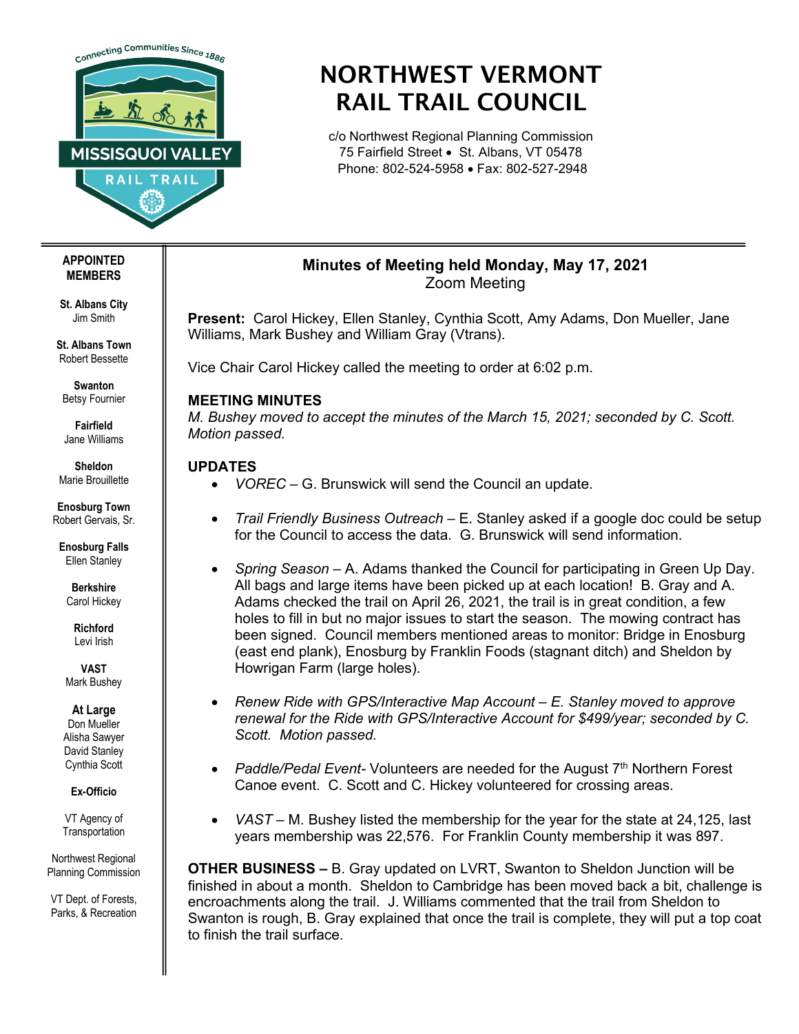# NORTHWEST VERMONT RAIL TRAIL COUNCIL

c/o Northwest Regional Planning Commission
75 Fairfield Street • St. Albans, VT 05478
Phone: 802-524-5958 • Fax: 802-527-2948

**APPOINTED MEMBERS**

**St. Albans City**
Jim Smith

**St. Albans Town**
Robert Bessette

**Swanton**
Betsy Fournier

**Fairfield**
Jane Williams

**Sheldon**
Marie Brouillette

**Enosburg Town**
Robert Gervais, Sr.

**Enosburg Falls**
Ellen Stanley

**Berkshire**
Carol Hickey

**Richford**
Levi Irish

**VAST**
Mark Bushey

**At Large**
Don Mueller
Alisha Sawyer
David Stanley
Cynthia Scott

**Ex-Officio**

VT Agency of Transportation

Northwest Regional Planning Commission

VT Dept. of Forests, Parks, & Recreation

## Minutes of Meeting held Monday, May 17, 2021

Zoom Meeting

**Present:** Carol Hickey, Ellen Stanley, Cynthia Scott, Amy Adams, Don Mueller, Jane Williams, Mark Bushey and William Gray (Vtrans).

Vice Chair Carol Hickey called the meeting to order at 6:02 p.m.

### MEETING MINUTES

*M. Bushey moved to accept the minutes of the March 15, 2021; seconded by C. Scott. Motion passed.*

### UPDATES

- *VOREC* – G. Brunswick will send the Council an update.
- *Trail Friendly Business Outreach* – E. Stanley asked if a google doc could be setup for the Council to access the data. G. Brunswick will send information.
- *Spring Season* – A. Adams thanked the Council for participating in Green Up Day. All bags and large items have been picked up at each location! B. Gray and A. Adams checked the trail on April 26, 2021, the trail is in great condition, a few holes to fill in but no major issues to start the season. The mowing contract has been signed. Council members mentioned areas to monitor: Bridge in Enosburg (east end plank), Enosburg by Franklin Foods (stagnant ditch) and Sheldon by Howrigan Farm (large holes).
- *Renew Ride with GPS/Interactive Map Account – E. Stanley moved to approve renewal for the Ride with GPS/Interactive Account for $499/year; seconded by C. Scott. Motion passed.*
- *Paddle/Pedal Event*- Volunteers are needed for the August 7th Northern Forest Canoe event. C. Scott and C. Hickey volunteered for crossing areas.
- *VAST* – M. Bushey listed the membership for the year for the state at 24,125, last years membership was 22,576. For Franklin County membership it was 897.

**OTHER BUSINESS –** B. Gray updated on LVRT, Swanton to Sheldon Junction will be finished in about a month. Sheldon to Cambridge has been moved back a bit, challenge is encroachments along the trail. J. Williams commented that the trail from Sheldon to Swanton is rough, B. Gray explained that once the trail is complete, they will put a top coat to finish the trail surface.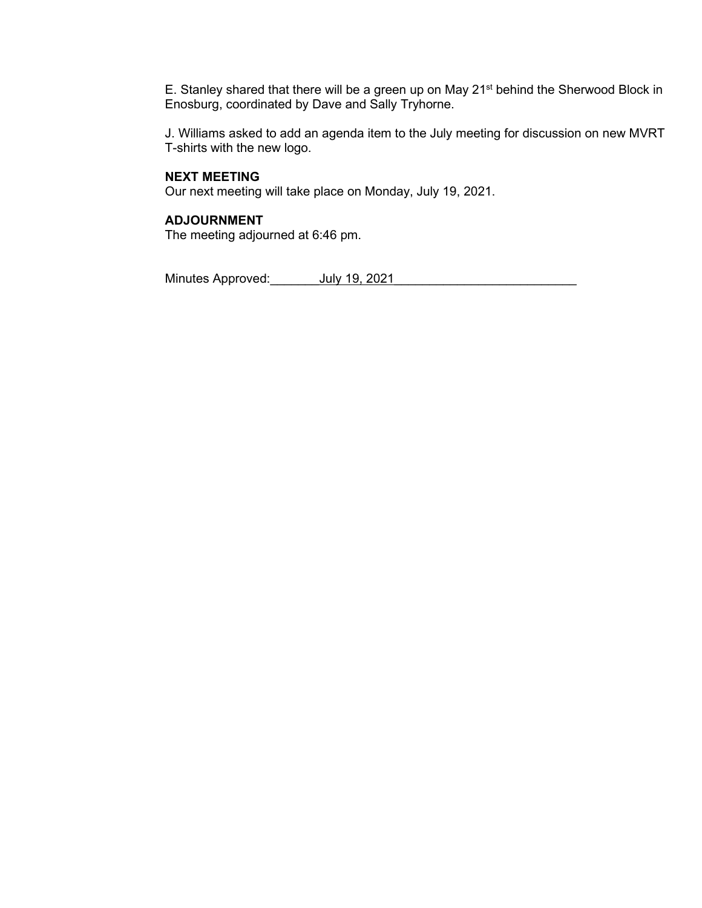E. Stanley shared that there will be a green up on May 21st behind the Sherwood Block in Enosburg, coordinated by Dave and Sally Tryhorne.

J. Williams asked to add an agenda item to the July meeting for discussion on new MVRT T-shirts with the new logo.

**NEXT MEETING**
Our next meeting will take place on Monday, July 19, 2021.

**ADJOURNMENT**
The meeting adjourned at 6:46 pm.

Minutes Approved: July 19, 2021